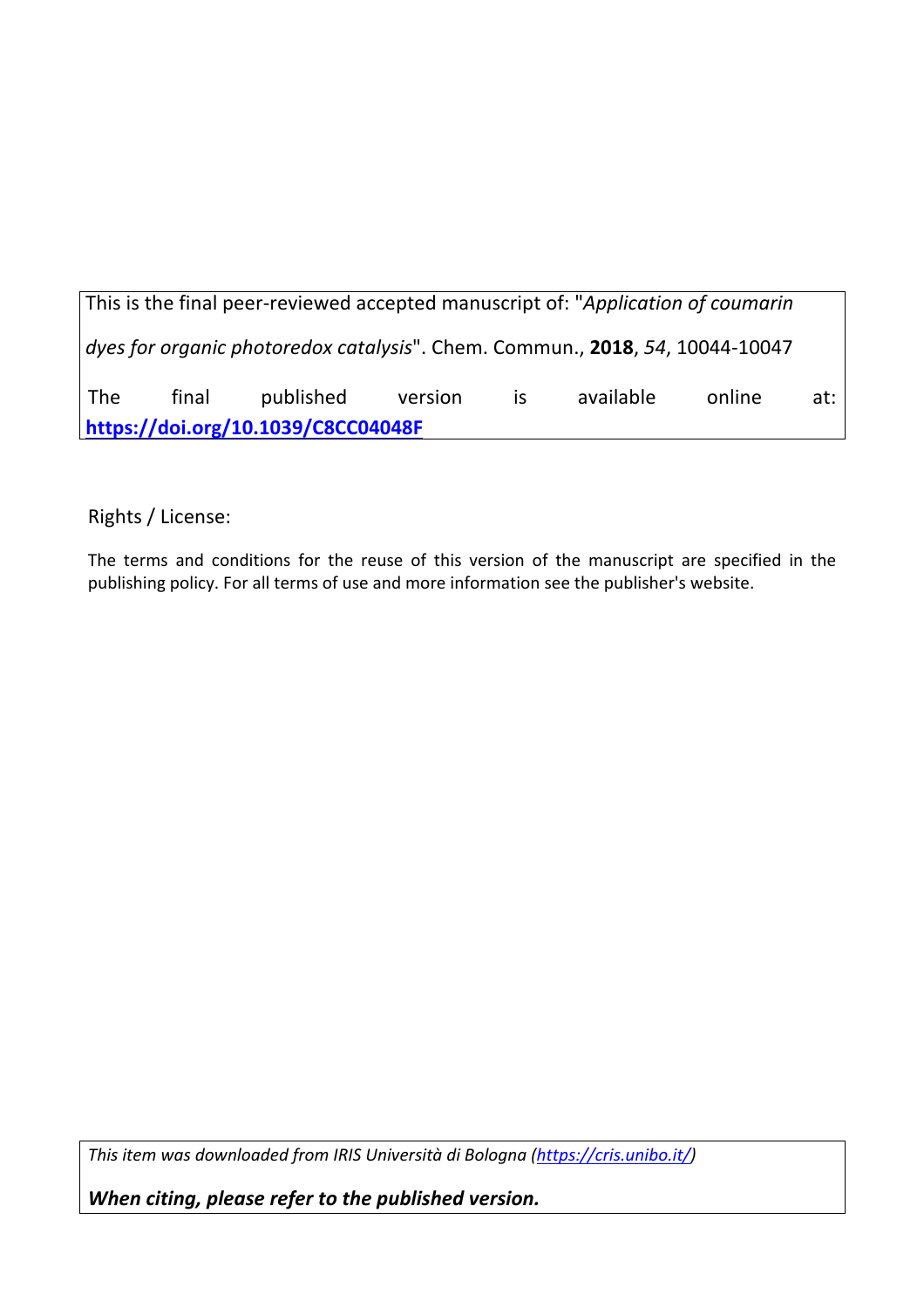This is the final peer-reviewed accepted manuscript of: "*Application of coumarin dyes for organic photoredox catalysis*". Chem. Commun., **2018**, *54*, 10044-10047

The final published version is available online at: **https://doi.org/10.1039/C8CC04048F**

Rights / License:

The terms and conditions for the reuse of this version of the manuscript are specified in the publishing policy. For all terms of use and more information see the publisher's website.

*This item was downloaded from IRIS Università di Bologna (https://cris.unibo.it/)*

***When citing, please refer to the published version.***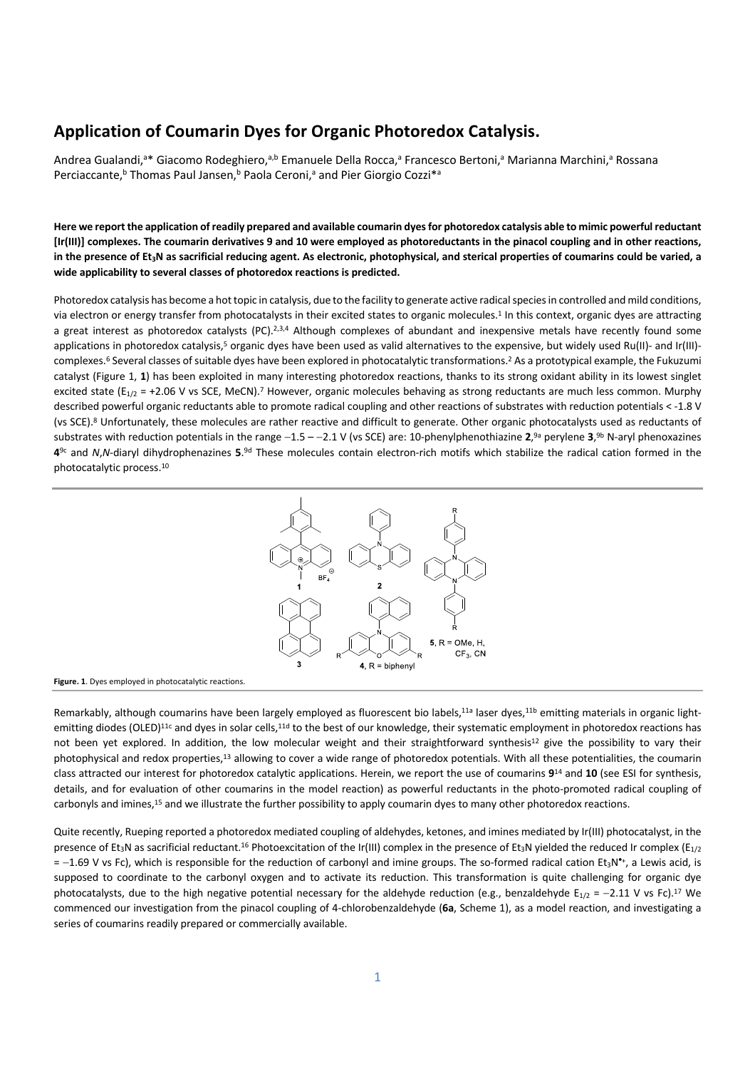# Application of Coumarin Dyes for Organic Photoredox Catalysis.

Andrea Gualandi,[a]* Giacomo Rodeghiero,[a,b] Emanuele Della Rocca,[a] Francesco Bertoni,[a] Marianna Marchini,[a] Rossana Perciaccante,[b] Thomas Paul Jansen,[b] Paola Ceroni,[a] and Pier Giorgio Cozzi*[a]

**Here we report the application of readily prepared and available coumarin dyes for photoredox catalysis able to mimic powerful reductant [Ir(III)] complexes. The coumarin derivatives 9 and 10 were employed as photoreductants in the pinacol coupling and in other reactions, in the presence of $Et_3N$ as sacrificial reducing agent. As electronic, photophysical, and sterical properties of coumarins could be varied, a wide applicability to several classes of photoredox reactions is predicted.**

Photoredox catalysis has become a hot topic in catalysis, due to the facility to generate active radical species in controlled and mild conditions, via electron or energy transfer from photocatalysts in their excited states to organic molecules.[1] In this context, organic dyes are attracting a great interest as photoredox catalysts (PC).[2,3,4] Although complexes of abundant and inexpensive metals have recently found some applications in photoredox catalysis,[5] organic dyes have been used as valid alternatives to the expensive, but widely used Ru(II)- and Ir(III)-complexes.[6] Several classes of suitable dyes have been explored in photocatalytic transformations.[2] As a prototypical example, the Fukuzumi catalyst (Figure 1, **1**) has been exploited in many interesting photoredox reactions, thanks to its strong oxidant ability in its lowest singlet excited state ($E_{1/2}$ = +2.06 V vs SCE, MeCN).[7] However, organic molecules behaving as strong reductants are much less common. Murphy described powerful organic reductants able to promote radical coupling and other reactions of substrates with reduction potentials < -1.8 V (vs SCE).[8] Unfortunately, these molecules are rather reactive and difficult to generate. Other organic photocatalysts used as reductants of substrates with reduction potentials in the range −1.5 – −2.1 V (vs SCE) are: 10-phenylphenothiazine **2**,[9a] perylene **3**,[9b] N-aryl phenoxazines **4**[9c] and *N,N*-diaryl dihydrophenazines **5**.[9d] These molecules contain electron-rich motifs which stabilize the radical cation formed in the photocatalytic process.[10]

**Figure. 1**. Dyes employed in photocatalytic reactions.

Remarkably, although coumarins have been largely employed as fluorescent bio labels,[11a] laser dyes,[11b] emitting materials in organic light-emitting diodes (OLED)[11c] and dyes in solar cells,[11d] to the best of our knowledge, their systematic employment in photoredox reactions has not been yet explored. In addition, the low molecular weight and their straightforward synthesis[12] give the possibility to vary their photophysical and redox properties,[13] allowing to cover a wide range of photoredox potentials. With all these potentialities, the coumarin class attracted our interest for photoredox catalytic applications. Herein, we report the use of coumarins **9**[14] and **10** (see ESI for synthesis, details, and for evaluation of other coumarins in the model reaction) as powerful reductants in the photo-promoted radical coupling of carbonyls and imines,[15] and we illustrate the further possibility to apply coumarin dyes to many other photoredox reactions.

Quite recently, Rueping reported a photoredox mediated coupling of aldehydes, ketones, and imines mediated by Ir(III) photocatalyst, in the presence of $Et_3N$ as sacrificial reductant.[16] Photoexcitation of the Ir(III) complex in the presence of $Et_3N$ yielded the reduced Ir complex ($E_{1/2}$ = −1.69 V vs Fc), which is responsible for the reduction of carbonyl and imine groups. The so-formed radical cation $Et_3N^{\bullet+}$, a Lewis acid, is supposed to coordinate to the carbonyl oxygen and to activate its reduction. This transformation is quite challenging for organic dye photocatalysts, due to the high negative potential necessary for the aldehyde reduction (e.g., benzaldehyde $E_{1/2}$ = −2.11 V vs Fc).[17] We commenced our investigation from the pinacol coupling of 4-chlorobenzaldehyde (**6a**, Scheme 1), as a model reaction, and investigating a series of coumarins readily prepared or commercially available.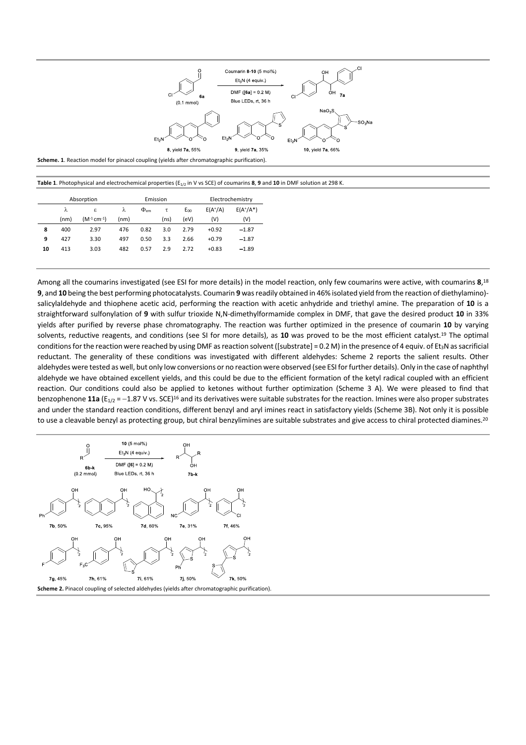**Scheme. 1**. Reaction model for pinacol coupling (yields after chromatographic purification).

**Table 1**. Photophysical and electrochemical properties ($E_{1/2}$ in V vs SCE) of coumarins **8**, **9** and **10** in DMF solution at 298 K.

| | Absorption | | Emission | | | | Electrochemistry | |
|---|---|---|---|---|---|---|---|---|
| | λ (nm) | ε ($M^{-1}$ $cm^{-1}$) | λ (nm) | $\Phi_{em}$ | τ (ns) | $E_{00}$ (eV) | $E(A^+/A)$ (V) | $E(A^+/A^*)$ (V) |
| **8** | 400 | 2.97 | 476 | 0.82 | 3.0 | 2.79 | +0.92 | −1.87 |
| **9** | 427 | 3.30 | 497 | 0.50 | 3.3 | 2.66 | +0.79 | −1.87 |
| **10** | 413 | 3.03 | 482 | 0.57 | 2.9 | 2.72 | +0.83 | **−**1.89 |

Among all the coumarins investigated (see ESI for more details) in the model reaction, only few coumarins were active, with coumarins **8**,[18] **9**, and **10** being the best performing photocatalysts. Coumarin **9** was readily obtained in 46% isolated yield from the reaction of diethylamino)-salicylaldehyde and thiophene acetic acid, performing the reaction with acetic anhydride and triethyl amine. The preparation of **10** is a straightforward sulfonylation of **9** with sulfur trioxide N,N-dimethylformamide complex in DMF, that gave the desired product **10** in 33% yields after purified by reverse phase chromatography. The reaction was further optimized in the presence of coumarin **10** by varying solvents, reductive reagents, and conditions (see SI for more details), as **10** was proved to be the most efficient catalyst.[19] The optimal conditions for the reaction were reached by using DMF as reaction solvent ([substrate] = 0.2 M) in the presence of 4 equiv. of $Et_3N$ as sacrificial reductant. The generality of these conditions was investigated with different aldehydes: Scheme 2 reports the salient results. Other aldehydes were tested as well, but only low conversions or no reaction were observed (see ESI for further details). Only in the case of naphthyl aldehyde we have obtained excellent yields, and this could be due to the efficient formation of the ketyl radical coupled with an efficient reaction. Our conditions could also be applied to ketones without further optimization (Scheme 3 A). We were pleased to find that benzophenone **11a** ($E_{1/2}$ = −1.87 V vs. SCE)[16] and its derivatives were suitable substrates for the reaction. Imines were also proper substrates and under the standard reaction conditions, different benzyl and aryl imines react in satisfactory yields (Scheme 3B). Not only it is possible to use a cleavable benzyl as protecting group, but chiral benzylimines are suitable substrates and give access to chiral protected diamines.[20]

**Scheme 2.** Pinacol coupling of selected aldehydes (yields after chromatographic purification).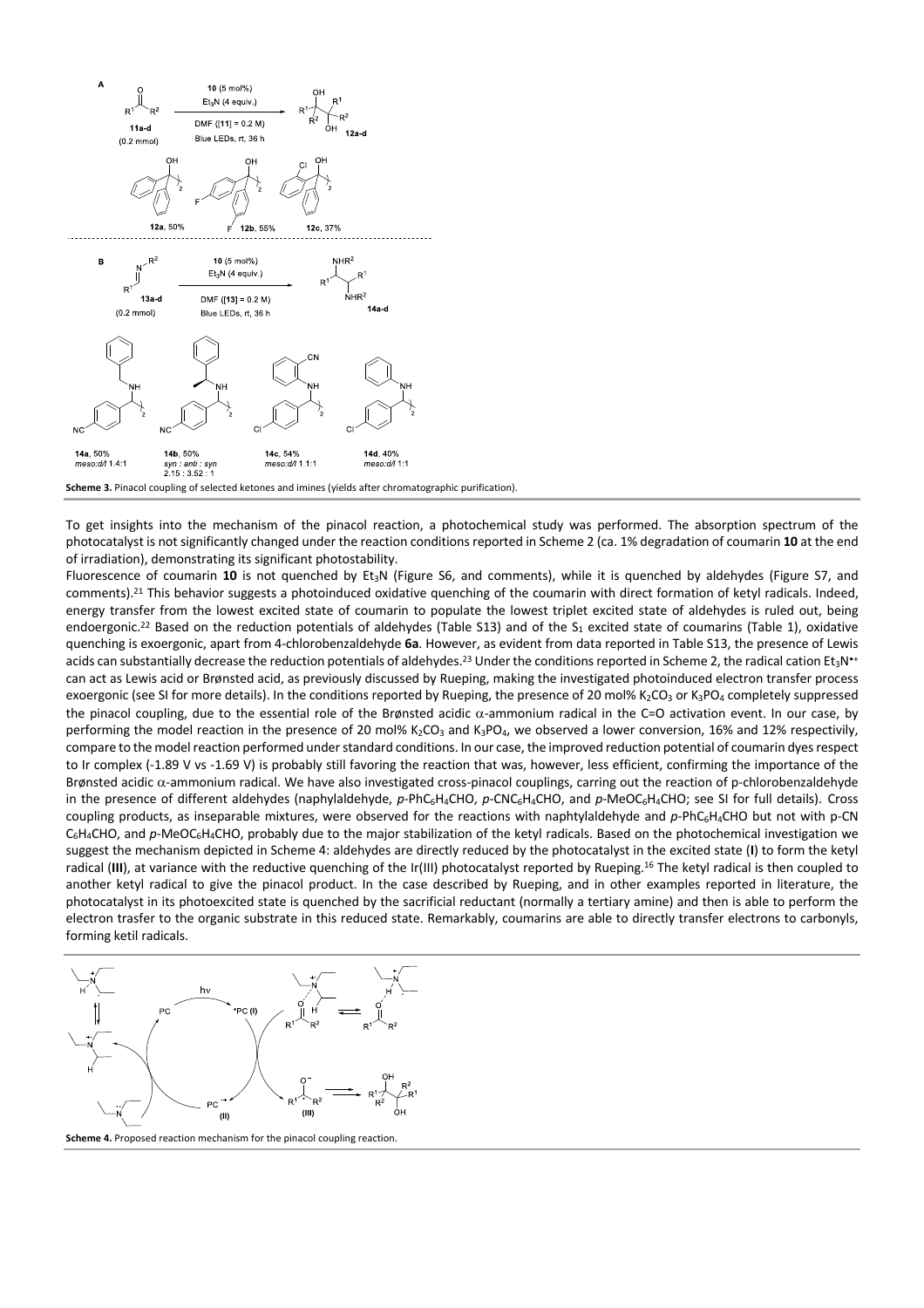**Scheme 3.** Pinacol coupling of selected ketones and imines (yields after chromatographic purification).

To get insights into the mechanism of the pinacol reaction, a photochemical study was performed. The absorption spectrum of the photocatalyst is not significantly changed under the reaction conditions reported in Scheme 2 (ca. 1% degradation of coumarin **10** at the end of irradiation), demonstrating its significant photostability.

Fluorescence of coumarin **10** is not quenched by $Et_3N$ (Figure S6, and comments), while it is quenched by aldehydes (Figure S7, and comments).[21] This behavior suggests a photoinduced oxidative quenching of the coumarin with direct formation of ketyl radicals. Indeed, energy transfer from the lowest excited state of coumarin to populate the lowest triplet excited state of aldehydes is ruled out, being endoergonic.[22] Based on the reduction potentials of aldehydes (Table S13) and of the $S_1$ excited state of coumarins (Table 1), oxidative quenching is exoergonic, apart from 4-chlorobenzaldehyde **6a**. However, as evident from data reported in Table S13, the presence of Lewis acids can substantially decrease the reduction potentials of aldehydes.[23] Under the conditions reported in Scheme 2, the radical cation $Et_3N^{\bullet+}$ can act as Lewis acid or Brønsted acid, as previously discussed by Rueping, making the investigated photoinduced electron transfer process exoergonic (see SI for more details). In the conditions reported by Rueping, the presence of 20 mol% $K_2CO_3$ or $K_3PO_4$ completely suppressed the pinacol coupling, due to the essential role of the Brønsted acidic α-ammonium radical in the C=O activation event. In our case, by performing the model reaction in the presence of 20 mol% $K_2CO_3$ and $K_3PO_4$, we observed a lower conversion, 16% and 12% respectivily, compare to the model reaction performed under standard conditions. In our case, the improved reduction potential of coumarin dyes respect to Ir complex (-1.89 V vs -1.69 V) is probably still favoring the reaction that was, however, less efficient, confirming the importance of the Brønsted acidic α-ammonium radical. We have also investigated cross-pinacol couplings, carring out the reaction of p-chlorobenzaldehyde in the presence of different aldehydes (naphylaldehyde, *p*-$PhC_6H_4CHO$, *p*-$CNC_6H_4CHO$, and *p*-$MeOC_6H_4CHO$; see SI for full details). Cross coupling products, as inseparable mixtures, were observed for the reactions with naphtylaldehyde and *p*-$PhC_6H_4CHO$ but not with p-CN $C_6H_4CHO$, and *p*-$MeOC_6H_4CHO$, probably due to the major stabilization of the ketyl radicals. Based on the photochemical investigation we suggest the mechanism depicted in Scheme 4: aldehydes are directly reduced by the photocatalyst in the excited state (**I**) to form the ketyl radical (**III**), at variance with the reductive quenching of the Ir(III) photocatalyst reported by Rueping.[16] The ketyl radical is then coupled to another ketyl radical to give the pinacol product. In the case described by Rueping, and in other examples reported in literature, the photocatalyst in its photoexcited state is quenched by the sacrificial reductant (normally a tertiary amine) and then is able to perform the electron trasfer to the organic substrate in this reduced state. Remarkably, coumarins are able to directly transfer electrons to carbonyls, forming ketil radicals.

**Scheme 4.** Proposed reaction mechanism for the pinacol coupling reaction.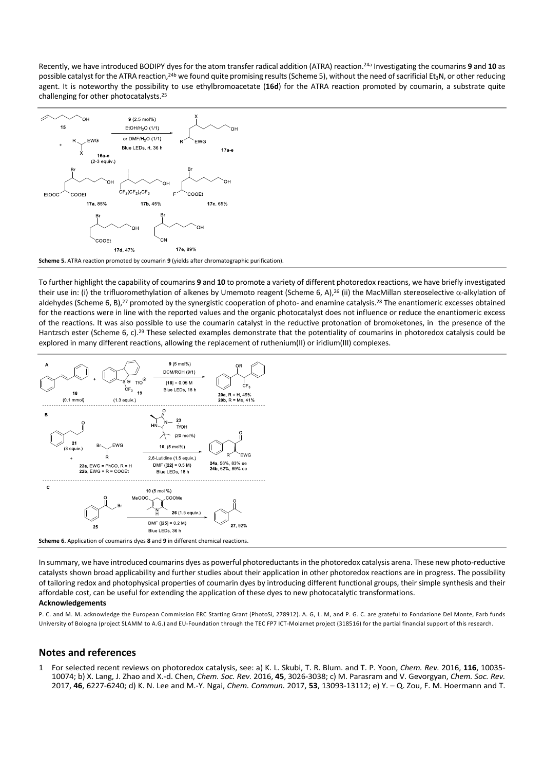Recently, we have introduced BODIPY dyes for the atom transfer radical addition (ATRA) reaction.[24a] Investigating the coumarins **9** and **10** as possible catalyst for the ATRA reaction,[24b] we found quite promising results (Scheme 5), without the need of sacrificial $Et_3N$, or other reducing agent. It is noteworthy the possibility to use ethylbromoacetate (**16d**) for the ATRA reaction promoted by coumarin, a substrate quite challenging for other photocatalysts.[25]

**Scheme 5.** ATRA reaction promoted by coumarin **9** (yields after chromatographic purification).

To further highlight the capability of coumarins **9** and **10** to promote a variety of different photoredox reactions, we have briefly investigated their use in: (i) the trifluoromethylation of alkenes by Umemoto reagent (Scheme 6, A),[26] (ii) the MacMillan stereoselective α-alkylation of aldehydes (Scheme 6, B),[27] promoted by the synergistic cooperation of photo- and enamine catalysis.[28] The enantiomeric excesses obtained for the reactions were in line with the reported values and the organic photocatalyst does not influence or reduce the enantiomeric excess of the reactions. It was also possible to use the coumarin catalyst in the reductive protonation of bromoketones, in the presence of the Hantzsch ester (Scheme 6, c).[29] These selected examples demonstrate that the potentiality of coumarins in photoredox catalysis could be explored in many different reactions, allowing the replacement of ruthenium(II) or iridium(III) complexes.

**Scheme 6.** Application of coumarins dyes **8** and **9** in different chemical reactions.

In summary, we have introduced coumarins dyes as powerful photoreductants in the photoredox catalysis arena. These new photo-reductive catalysts shown broad applicability and further studies about their application in other photoredox reactions are in progress. The possibility of tailoring redox and photophysical properties of coumarin dyes by introducing different functional groups, their simple synthesis and their affordable cost, can be useful for extending the application of these dyes to new photocatalytic transformations.

**Acknowledgements**

P. C. and M. M. acknowledge the European Commission ERC Starting Grant (PhotoSi, 278912). A. G, L. M, and P. G. C. are grateful to Fondazione Del Monte, Farb funds University of Bologna (project SLAMM to A.G.) and EU-Foundation through the TEC FP7 ICT-Molarnet project (318516) for the partial financial support of this research.

## Notes and references

1 For selected recent reviews on photoredox catalysis, see: a) K. L. Skubi, T. R. Blum. and T. P. Yoon, *Chem. Rev.* 2016, **116**, 10035-10074; b) X. Lang, J. Zhao and X.-d. Chen, *Chem. Soc. Rev.* 2016, **45**, 3026-3038; c) M. Parasram and V. Gevorgyan, *Chem. Soc. Rev.* 2017, **46**, 6227-6240; d) K. N. Lee and M.-Y. Ngai, *Chem. Commun.* 2017, **53**, 13093-13112; e) Y. – Q. Zou, F. M. Hoermann and T.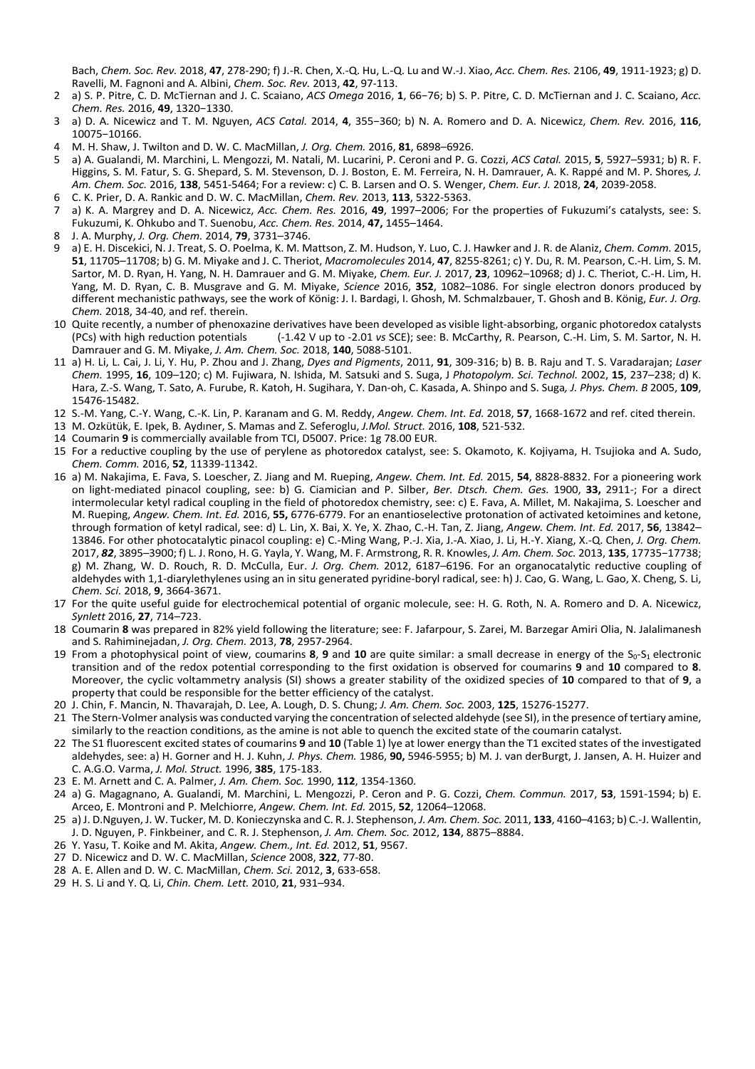Bach, *Chem. Soc. Rev.* 2018, **47**, 278-290; f) J.-R. Chen, X.-Q. Hu, L.-Q. Lu and W.-J. Xiao, *Acc. Chem. Res.* 2106, **49**, 1911-1923; g) D. Ravelli, M. Fagnoni and A. Albini, *Chem. Soc. Rev.* 2013, **42**, 97-113.

2 a) S. P. Pitre, C. D. McTiernan and J. C. Scaiano, *ACS Omega* 2016, **1**, 66−76; b) S. P. Pitre, C. D. McTiernan and J. C. Scaiano, *Acc. Chem. Res.* 2016, **49**, 1320−1330.

3 a) D. A. Nicewicz and T. M. Nguyen, *ACS Catal.* 2014, **4**, 355−360; b) N. A. Romero and D. A. Nicewicz, *Chem. Rev.* 2016, **116**, 10075−10166.

4 M. H. Shaw, J. Twilton and D. W. C. MacMillan, *J. Org. Chem.* 2016, **81**, 6898–6926.

5 a) A. Gualandi, M. Marchini, L. Mengozzi, M. Natali, M. Lucarini, P. Ceroni and P. G. Cozzi, *ACS Catal.* 2015, **5**, 5927–5931; b) R. F. Higgins, S. M. Fatur, S. G. Shepard, S. M. Stevenson, D. J. Boston, E. M. Ferreira, N. H. Damrauer, A. K. Rappé and M. P. Shores, *J. Am. Chem. Soc.* 2016, **138**, 5451-5464; For a review: c) C. B. Larsen and O. S. Wenger, *Chem. Eur. J.* 2018, **24**, 2039-2058.

6 C. K. Prier, D. A. Rankic and D. W. C. MacMillan, *Chem. Rev.* 2013, **113**, 5322-5363.

7 a) K. A. Margrey and D. A. Nicewicz, *Acc. Chem. Res.* 2016, **49**, 1997–2006; For the properties of Fukuzumi's catalysts, see: S. Fukuzumi, K. Ohkubo and T. Suenobu, *Acc. Chem. Res.* 2014, **47,** 1455–1464.

8 J. A. Murphy, *J. Org. Chem.* 2014, **79**, 3731–3746.

9 a) E. H. Discekici, N. J. Treat, S. O. Poelma, K. M. Mattson, Z. M. Hudson, Y. Luo, C. J. Hawker and J. R. de Alaniz, *Chem. Comm.* 2015, **51**, 11705–11708; b) G. M. Miyake and J. C. Theriot, *Macromolecules* 2014, **47**, 8255-8261; c) Y. Du, R. M. Pearson, C.-H. Lim, S. M. Sartor, M. D. Ryan, H. Yang, N. H. Damrauer and G. M. Miyake, *Chem. Eur. J.* 2017, **23**, 10962–10968; d) J. C. Theriot, C.-H. Lim, H. Yang, M. D. Ryan, C. B. Musgrave and G. M. Miyake, *Science* 2016, **352**, 1082–1086. For single electron donors produced by different mechanistic pathways, see the work of König: J. I. Bardagi, I. Ghosh, M. Schmalzbauer, T. Ghosh and B. König, *Eur. J. Org. Chem.* 2018, 34-40, and ref. therein.

10 Quite recently, a number of phenoxazine derivatives have been developed as visible light-absorbing, organic photoredox catalysts (PCs) with high reduction potentials (-1.42 V up to -2.01 *vs* SCE); see: B. McCarthy, R. Pearson, C.-H. Lim, S. M. Sartor, N. H. Damrauer and G. M. Miyake, *J. Am. Chem. Soc.* 2018, **140**, 5088-5101.

11 a) H. Li, L. Cai, J. Li, Y. Hu, P. Zhou and J. Zhang, *Dyes and Pigments*, 2011, **91**, 309-316; b) B. B. Raju and T. S. Varadarajan; *Laser Chem.* 1995, **16**, 109–120; c) M. Fujiwara, N. Ishida, M. Satsuki and S. Suga, J *Photopolym. Sci. Technol.* 2002, **15**, 237–238; d) K. Hara, Z.-S. Wang, T. Sato, A. Furube, R. Katoh, H. Sugihara, Y. Dan-oh, C. Kasada, A. Shinpo and S. Suga, *J. Phys. Chem. B* 2005, **109**, 15476-15482.

12 S.-M. Yang, C.-Y. Wang, C.-K. Lin, P. Karanam and G. M. Reddy, *Angew. Chem. Int. Ed.* 2018, **57**, 1668-1672 and ref. cited therein.

13 M. Ozkütük, E. Ipek, B. Aydıner, S. Mamas and Z. Seferoglu, *J.Mol. Struct.* 2016, **108**, 521-532.

14 Coumarin **9** is commercially available from TCI, D5007. Price: 1g 78.00 EUR.

15 For a reductive coupling by the use of perylene as photoredox catalyst, see: S. Okamoto, K. Kojiyama, H. Tsujioka and A. Sudo, *Chem. Comm.* 2016, **52**, 11339-11342.

16 a) M. Nakajima, E. Fava, S. Loescher, Z. Jiang and M. Rueping, *Angew. Chem. Int. Ed.* 2015, **54**, 8828-8832. For a pioneering work on light-mediated pinacol coupling, see: b) G. Ciamician and P. Silber, *Ber. Dtsch. Chem. Ges.* 1900, **33,** 2911-; For a direct intermolecular ketyl radical coupling in the field of photoredox chemistry, see: c) E. Fava, A. Millet, M. Nakajima, S. Loescher and M. Rueping, *Angew. Chem. Int. Ed.* 2016, **55,** 6776-6779. For an enantioselective protonation of activated ketoimines and ketone, through formation of ketyl radical, see: d) L. Lin, X. Bai, X. Ye, X. Zhao, C.-H. Tan, Z. Jiang, *Angew. Chem. Int. Ed.* 2017, **56**, 13842–13846. For other photocatalytic pinacol coupling: e) C.-Ming Wang, P.-J. Xia, J.-A. Xiao, J. Li, H.-Y. Xiang, X.-Q. Chen, *J. Org. Chem.* 2017, ***82***, 3895–3900; f) L. J. Rono, H. G. Yayla, Y. Wang, M. F. Armstrong, R. R. Knowles, *J. Am. Chem. Soc.* 2013, **135**, 17735−17738; g) M. Zhang, W. D. Rouch, R. D. McCulla, Eur. *J. Org. Chem.* 2012, 6187–6196. For an organocatalytic reductive coupling of aldehydes with 1,1-diarylethylenes using an in situ generated pyridine-boryl radical, see: h) J. Cao, G. Wang, L. Gao, X. Cheng, S. Li, *Chem. Sci.* 2018, **9**, 3664-3671.

17 For the quite useful guide for electrochemical potential of organic molecule, see: H. G. Roth, N. A. Romero and D. A. Nicewicz, *Synlett* 2016, **27**, 714–723.

18 Coumarin **8** was prepared in 82% yield following the literature; see: F. Jafarpour, S. Zarei, M. Barzegar Amiri Olia, N. Jalalimanesh and S. Rahiminejadan, *J. Org. Chem.* 2013, **78**, 2957-2964.

19 From a photophysical point of view, coumarins **8**, **9** and **10** are quite similar: a small decrease in energy of the $S_0$-$S_1$ electronic transition and of the redox potential corresponding to the first oxidation is observed for coumarins **9** and **10** compared to **8**. Moreover, the cyclic voltammetry analysis (SI) shows a greater stability of the oxidized species of **10** compared to that of **9**, a property that could be responsible for the better efficiency of the catalyst.

20 J. Chin, F. Mancin, N. Thavarajah, D. Lee, A. Lough, D. S. Chung; *J. Am. Chem. Soc.* 2003, **125**, 15276-15277.

21 The Stern-Volmer analysis was conducted varying the concentration of selected aldehyde (see SI), in the presence of tertiary amine, similarly to the reaction conditions, as the amine is not able to quench the excited state of the coumarin catalyst.

22 The S1 fluorescent excited states of coumarins **9** and **10** (Table 1) lye at lower energy than the T1 excited states of the investigated aldehydes, see: a) H. Gorner and H. J. Kuhn, *J. Phys. Chem.* 1986, **90,** 5946-5955; b) M. J. van derBurgt, J. Jansen, A. H. Huizer and C. A.G.O. Varma, *J. Mol. Struct.* 1996, **385**, 175-183.

23 E. M. Arnett and C. A. Palmer, *J. Am. Chem. Soc.* 1990, **112**, 1354-1360.

24 a) G. Magagnano, A. Gualandi, M. Marchini, L. Mengozzi, P. Ceron and P. G. Cozzi, *Chem. Commun.* 2017, **53**, 1591-1594; b) E. Arceo, E. Montroni and P. Melchiorre, *Angew. Chem. Int. Ed.* 2015, **52**, 12064–12068.

25 a) J. D.Nguyen, J. W. Tucker, M. D. Konieczynska and C. R. J. Stephenson, *J. Am. Chem. Soc.* 2011, **133**, 4160–4163; b) C.-J. Wallentin, J. D. Nguyen, P. Finkbeiner, and C. R. J. Stephenson, *J. Am. Chem. Soc.* 2012, **134**, 8875–8884.

26 Y. Yasu, T. Koike and M. Akita, *Angew. Chem., Int. Ed.* 2012, **51**, 9567.

27 D. Nicewicz and D. W. C. MacMillan, *Science* 2008, **322**, 77-80.

28 A. E. Allen and D. W. C. MacMillan, *Chem. Sci.* 2012, **3**, 633-658.

29 H. S. Li and Y. Q. Li, *Chin. Chem. Lett.* 2010, **21**, 931–934.